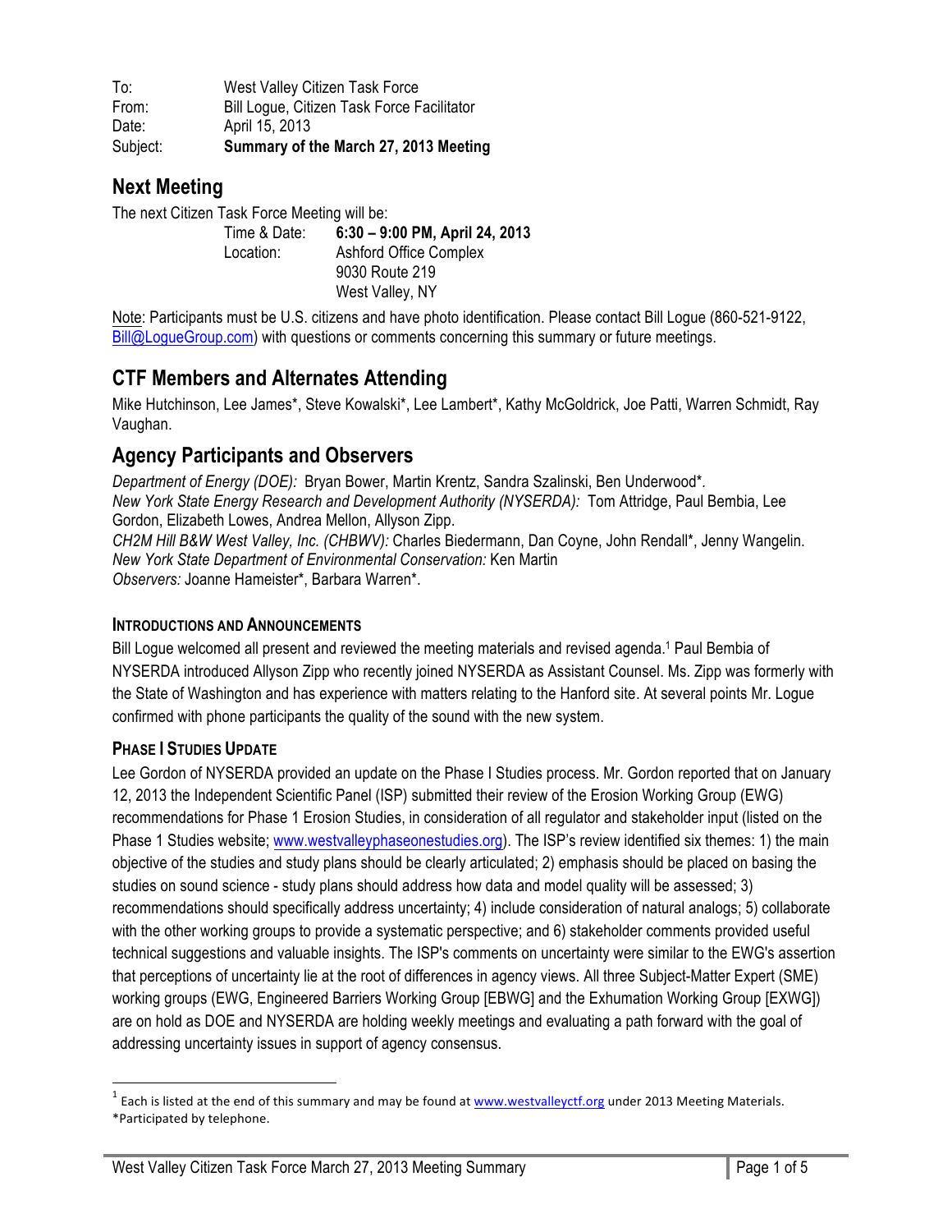| | |
|---|---|
| To: | West Valley Citizen Task Force |
| From: | Bill Logue, Citizen Task Force Facilitator |
| Date: | April 15, 2013 |
| Subject: | **Summary of the March 27, 2013 Meeting** |

## Next Meeting

The next Citizen Task Force Meeting will be:

| | |
|---|---|
| Time & Date: | **6:30 – 9:00 PM, April 24, 2013** |
| Location: | Ashford Office Complex<br>9030 Route 219<br>West Valley, NY |

Note: Participants must be U.S. citizens and have photo identification. Please contact Bill Logue (860-521-9122, Bill@LogueGroup.com) with questions or comments concerning this summary or future meetings.

## CTF Members and Alternates Attending

Mike Hutchinson, Lee James*, Steve Kowalski*, Lee Lambert*, Kathy McGoldrick, Joe Patti, Warren Schmidt, Ray Vaughan.

## Agency Participants and Observers

*Department of Energy (DOE):* Bryan Bower, Martin Krentz, Sandra Szalinski, Ben Underwood*.
*New York State Energy Research and Development Authority (NYSERDA):* Tom Attridge, Paul Bembia, Lee Gordon, Elizabeth Lowes, Andrea Mellon, Allyson Zipp.
*CH2M Hill B&W West Valley, Inc. (CHBWV):* Charles Biedermann, Dan Coyne, John Rendall*, Jenny Wangelin.
*New York State Department of Environmental Conservation:* Ken Martin
*Observers:* Joanne Hameister*, Barbara Warren*.

### INTRODUCTIONS AND ANNOUNCEMENTS

Bill Logue welcomed all present and reviewed the meeting materials and revised agenda.[1] Paul Bembia of NYSERDA introduced Allyson Zipp who recently joined NYSERDA as Assistant Counsel. Ms. Zipp was formerly with the State of Washington and has experience with matters relating to the Hanford site. At several points Mr. Logue confirmed with phone participants the quality of the sound with the new system.

### PHASE I STUDIES UPDATE

Lee Gordon of NYSERDA provided an update on the Phase I Studies process. Mr. Gordon reported that on January 12, 2013 the Independent Scientific Panel (ISP) submitted their review of the Erosion Working Group (EWG) recommendations for Phase 1 Erosion Studies, in consideration of all regulator and stakeholder input (listed on the Phase 1 Studies website; www.westvalleyphaseonestudies.org). The ISP's review identified six themes: 1) the main objective of the studies and study plans should be clearly articulated; 2) emphasis should be placed on basing the studies on sound science - study plans should address how data and model quality will be assessed; 3) recommendations should specifically address uncertainty; 4) include consideration of natural analogs; 5) collaborate with the other working groups to provide a systematic perspective; and 6) stakeholder comments provided useful technical suggestions and valuable insights. The ISP's comments on uncertainty were similar to the EWG's assertion that perceptions of uncertainty lie at the root of differences in agency views. All three Subject-Matter Expert (SME) working groups (EWG, Engineered Barriers Working Group [EBWG] and the Exhumation Working Group [EXWG]) are on hold as DOE and NYSERDA are holding weekly meetings and evaluating a path forward with the goal of addressing uncertainty issues in support of agency consensus.

---

[1] Each is listed at the end of this summary and may be found at www.westvalleyctf.org under 2013 Meeting Materials.
*Participated by telephone.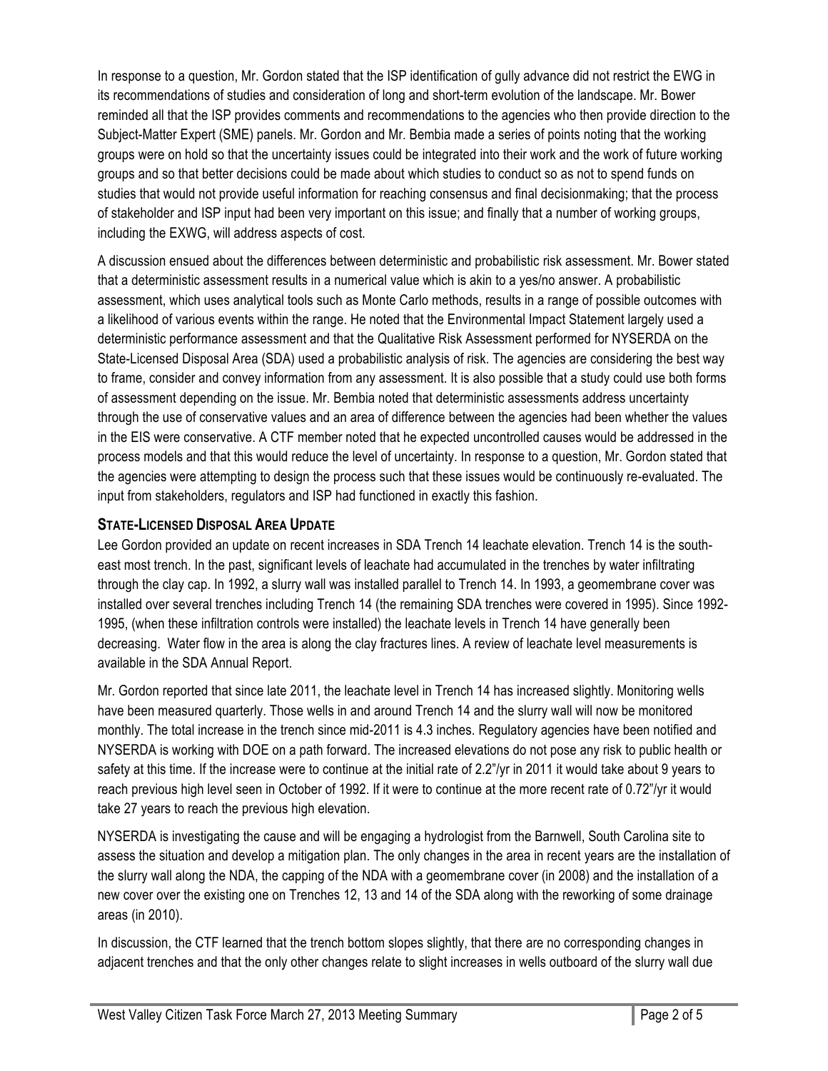In response to a question, Mr. Gordon stated that the ISP identification of gully advance did not restrict the EWG in its recommendations of studies and consideration of long and short-term evolution of the landscape. Mr. Bower reminded all that the ISP provides comments and recommendations to the agencies who then provide direction to the Subject-Matter Expert (SME) panels. Mr. Gordon and Mr. Bembia made a series of points noting that the working groups were on hold so that the uncertainty issues could be integrated into their work and the work of future working groups and so that better decisions could be made about which studies to conduct so as not to spend funds on studies that would not provide useful information for reaching consensus and final decisionmaking; that the process of stakeholder and ISP input had been very important on this issue; and finally that a number of working groups, including the EXWG, will address aspects of cost.

A discussion ensued about the differences between deterministic and probabilistic risk assessment. Mr. Bower stated that a deterministic assessment results in a numerical value which is akin to a yes/no answer. A probabilistic assessment, which uses analytical tools such as Monte Carlo methods, results in a range of possible outcomes with a likelihood of various events within the range. He noted that the Environmental Impact Statement largely used a deterministic performance assessment and that the Qualitative Risk Assessment performed for NYSERDA on the State-Licensed Disposal Area (SDA) used a probabilistic analysis of risk. The agencies are considering the best way to frame, consider and convey information from any assessment. It is also possible that a study could use both forms of assessment depending on the issue. Mr. Bembia noted that deterministic assessments address uncertainty through the use of conservative values and an area of difference between the agencies had been whether the values in the EIS were conservative. A CTF member noted that he expected uncontrolled causes would be addressed in the process models and that this would reduce the level of uncertainty. In response to a question, Mr. Gordon stated that the agencies were attempting to design the process such that these issues would be continuously re-evaluated. The input from stakeholders, regulators and ISP had functioned in exactly this fashion.

### State-Licensed Disposal Area Update

Lee Gordon provided an update on recent increases in SDA Trench 14 leachate elevation. Trench 14 is the south-east most trench. In the past, significant levels of leachate had accumulated in the trenches by water infiltrating through the clay cap. In 1992, a slurry wall was installed parallel to Trench 14. In 1993, a geomembrane cover was installed over several trenches including Trench 14 (the remaining SDA trenches were covered in 1995). Since 1992-1995, (when these infiltration controls were installed) the leachate levels in Trench 14 have generally been decreasing. Water flow in the area is along the clay fractures lines. A review of leachate level measurements is available in the SDA Annual Report.

Mr. Gordon reported that since late 2011, the leachate level in Trench 14 has increased slightly. Monitoring wells have been measured quarterly. Those wells in and around Trench 14 and the slurry wall will now be monitored monthly. The total increase in the trench since mid-2011 is 4.3 inches. Regulatory agencies have been notified and NYSERDA is working with DOE on a path forward. The increased elevations do not pose any risk to public health or safety at this time. If the increase were to continue at the initial rate of 2.2"/yr in 2011 it would take about 9 years to reach previous high level seen in October of 1992. If it were to continue at the more recent rate of 0.72"/yr it would take 27 years to reach the previous high elevation.

NYSERDA is investigating the cause and will be engaging a hydrologist from the Barnwell, South Carolina site to assess the situation and develop a mitigation plan. The only changes in the area in recent years are the installation of the slurry wall along the NDA, the capping of the NDA with a geomembrane cover (in 2008) and the installation of a new cover over the existing one on Trenches 12, 13 and 14 of the SDA along with the reworking of some drainage areas (in 2010).

In discussion, the CTF learned that the trench bottom slopes slightly, that there are no corresponding changes in adjacent trenches and that the only other changes relate to slight increases in wells outboard of the slurry wall due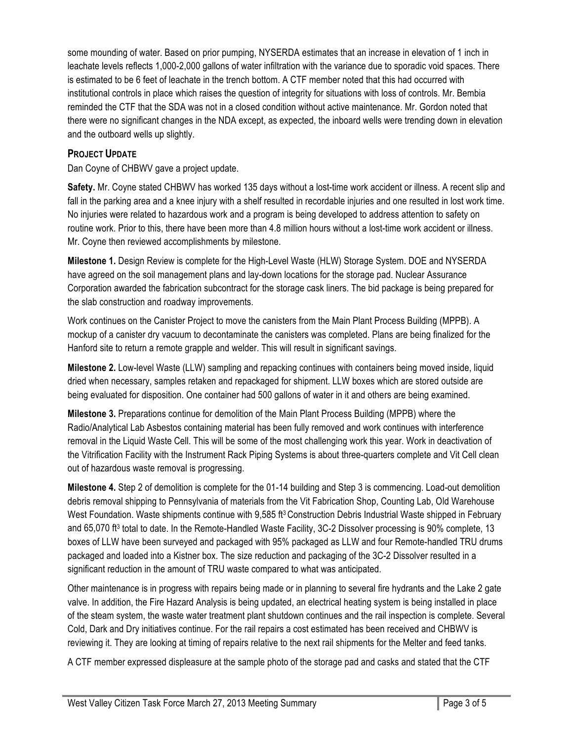some mounding of water. Based on prior pumping, NYSERDA estimates that an increase in elevation of 1 inch in leachate levels reflects 1,000-2,000 gallons of water infiltration with the variance due to sporadic void spaces. There is estimated to be 6 feet of leachate in the trench bottom. A CTF member noted that this had occurred with institutional controls in place which raises the question of integrity for situations with loss of controls. Mr. Bembia reminded the CTF that the SDA was not in a closed condition without active maintenance. Mr. Gordon noted that there were no significant changes in the NDA except, as expected, the inboard wells were trending down in elevation and the outboard wells up slightly.

### PROJECT UPDATE

Dan Coyne of CHBWV gave a project update.

**Safety.** Mr. Coyne stated CHBWV has worked 135 days without a lost-time work accident or illness. A recent slip and fall in the parking area and a knee injury with a shelf resulted in recordable injuries and one resulted in lost work time. No injuries were related to hazardous work and a program is being developed to address attention to safety on routine work. Prior to this, there have been more than 4.8 million hours without a lost-time work accident or illness. Mr. Coyne then reviewed accomplishments by milestone.

**Milestone 1.** Design Review is complete for the High-Level Waste (HLW) Storage System. DOE and NYSERDA have agreed on the soil management plans and lay-down locations for the storage pad. Nuclear Assurance Corporation awarded the fabrication subcontract for the storage cask liners. The bid package is being prepared for the slab construction and roadway improvements.

Work continues on the Canister Project to move the canisters from the Main Plant Process Building (MPPB). A mockup of a canister dry vacuum to decontaminate the canisters was completed. Plans are being finalized for the Hanford site to return a remote grapple and welder. This will result in significant savings.

**Milestone 2.** Low-level Waste (LLW) sampling and repacking continues with containers being moved inside, liquid dried when necessary, samples retaken and repackaged for shipment. LLW boxes which are stored outside are being evaluated for disposition. One container had 500 gallons of water in it and others are being examined.

**Milestone 3.** Preparations continue for demolition of the Main Plant Process Building (MPPB) where the Radio/Analytical Lab Asbestos containing material has been fully removed and work continues with interference removal in the Liquid Waste Cell. This will be some of the most challenging work this year. Work in deactivation of the Vitrification Facility with the Instrument Rack Piping Systems is about three-quarters complete and Vit Cell clean out of hazardous waste removal is progressing.

**Milestone 4.** Step 2 of demolition is complete for the 01-14 building and Step 3 is commencing. Load-out demolition debris removal shipping to Pennsylvania of materials from the Vit Fabrication Shop, Counting Lab, Old Warehouse West Foundation. Waste shipments continue with 9,585 $ft^3$ Construction Debris Industrial Waste shipped in February and 65,070 $ft^3$ total to date. In the Remote-Handled Waste Facility, 3C-2 Dissolver processing is 90% complete, 13 boxes of LLW have been surveyed and packaged with 95% packaged as LLW and four Remote-handled TRU drums packaged and loaded into a Kistner box. The size reduction and packaging of the 3C-2 Dissolver resulted in a significant reduction in the amount of TRU waste compared to what was anticipated.

Other maintenance is in progress with repairs being made or in planning to several fire hydrants and the Lake 2 gate valve. In addition, the Fire Hazard Analysis is being updated, an electrical heating system is being installed in place of the steam system, the waste water treatment plant shutdown continues and the rail inspection is complete. Several Cold, Dark and Dry initiatives continue. For the rail repairs a cost estimated has been received and CHBWV is reviewing it. They are looking at timing of repairs relative to the next rail shipments for the Melter and feed tanks.

A CTF member expressed displeasure at the sample photo of the storage pad and casks and stated that the CTF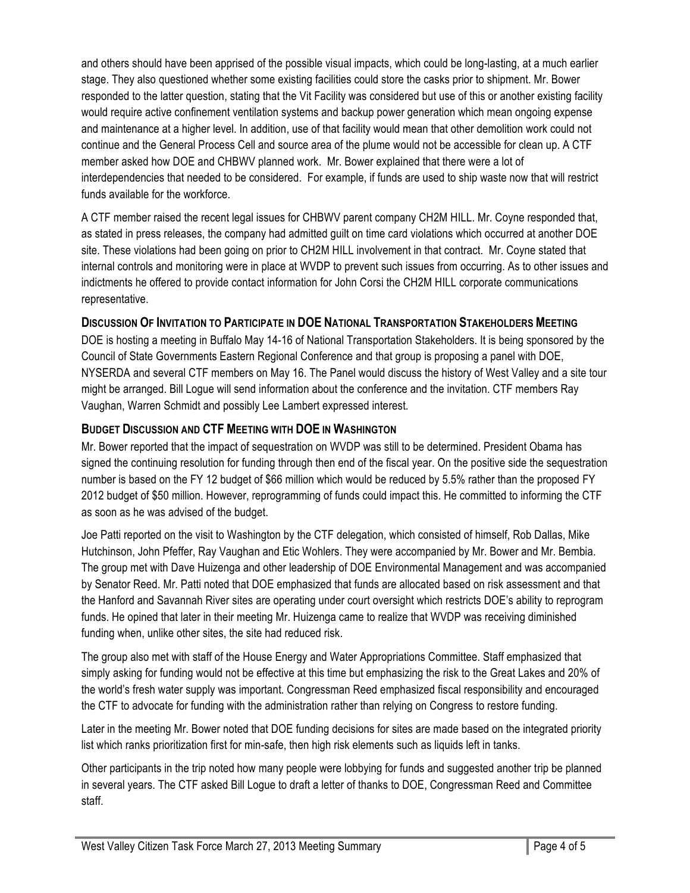and others should have been apprised of the possible visual impacts, which could be long-lasting, at a much earlier stage. They also questioned whether some existing facilities could store the casks prior to shipment. Mr. Bower responded to the latter question, stating that the Vit Facility was considered but use of this or another existing facility would require active confinement ventilation systems and backup power generation which mean ongoing expense and maintenance at a higher level. In addition, use of that facility would mean that other demolition work could not continue and the General Process Cell and source area of the plume would not be accessible for clean up. A CTF member asked how DOE and CHBWV planned work. Mr. Bower explained that there were a lot of interdependencies that needed to be considered. For example, if funds are used to ship waste now that will restrict funds available for the workforce.

A CTF member raised the recent legal issues for CHBWV parent company CH2M HILL. Mr. Coyne responded that, as stated in press releases, the company had admitted guilt on time card violations which occurred at another DOE site. These violations had been going on prior to CH2M HILL involvement in that contract. Mr. Coyne stated that internal controls and monitoring were in place at WVDP to prevent such issues from occurring. As to other issues and indictments he offered to provide contact information for John Corsi the CH2M HILL corporate communications representative.

## Discussion Of Invitation to Participate in DOE National Transportation Stakeholders Meeting

DOE is hosting a meeting in Buffalo May 14-16 of National Transportation Stakeholders. It is being sponsored by the Council of State Governments Eastern Regional Conference and that group is proposing a panel with DOE, NYSERDA and several CTF members on May 16. The Panel would discuss the history of West Valley and a site tour might be arranged. Bill Logue will send information about the conference and the invitation. CTF members Ray Vaughan, Warren Schmidt and possibly Lee Lambert expressed interest.

## Budget Discussion and CTF Meeting with DOE in Washington

Mr. Bower reported that the impact of sequestration on WVDP was still to be determined. President Obama has signed the continuing resolution for funding through then end of the fiscal year. On the positive side the sequestration number is based on the FY 12 budget of $66 million which would be reduced by 5.5% rather than the proposed FY 2012 budget of $50 million. However, reprogramming of funds could impact this. He committed to informing the CTF as soon as he was advised of the budget.

Joe Patti reported on the visit to Washington by the CTF delegation, which consisted of himself, Rob Dallas, Mike Hutchinson, John Pfeffer, Ray Vaughan and Etic Wohlers. They were accompanied by Mr. Bower and Mr. Bembia. The group met with Dave Huizenga and other leadership of DOE Environmental Management and was accompanied by Senator Reed. Mr. Patti noted that DOE emphasized that funds are allocated based on risk assessment and that the Hanford and Savannah River sites are operating under court oversight which restricts DOE's ability to reprogram funds. He opined that later in their meeting Mr. Huizenga came to realize that WVDP was receiving diminished funding when, unlike other sites, the site had reduced risk.

The group also met with staff of the House Energy and Water Appropriations Committee. Staff emphasized that simply asking for funding would not be effective at this time but emphasizing the risk to the Great Lakes and 20% of the world's fresh water supply was important. Congressman Reed emphasized fiscal responsibility and encouraged the CTF to advocate for funding with the administration rather than relying on Congress to restore funding.

Later in the meeting Mr. Bower noted that DOE funding decisions for sites are made based on the integrated priority list which ranks prioritization first for min-safe, then high risk elements such as liquids left in tanks.

Other participants in the trip noted how many people were lobbying for funds and suggested another trip be planned in several years. The CTF asked Bill Logue to draft a letter of thanks to DOE, Congressman Reed and Committee staff.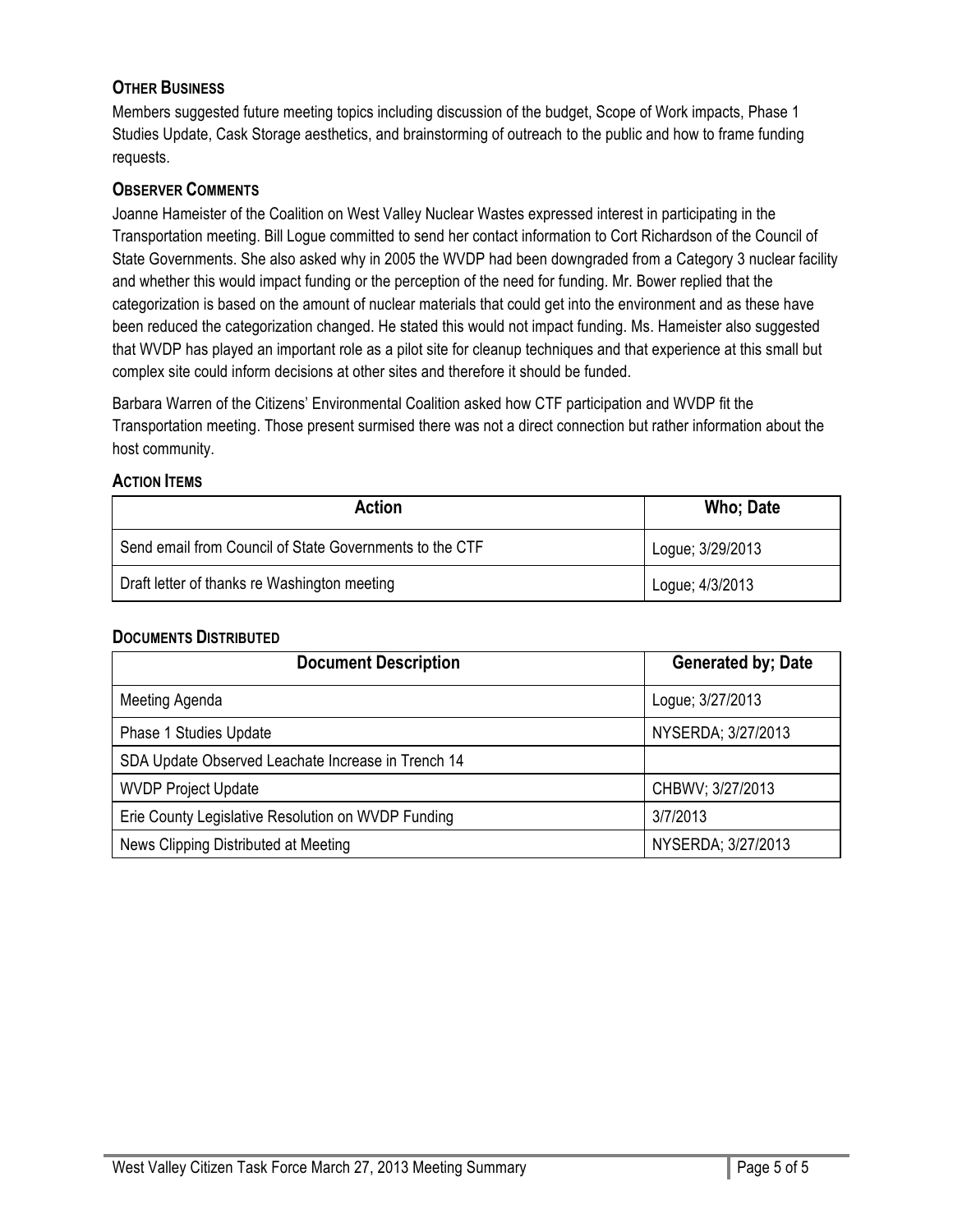### Other Business

Members suggested future meeting topics including discussion of the budget, Scope of Work impacts, Phase 1 Studies Update, Cask Storage aesthetics, and brainstorming of outreach to the public and how to frame funding requests.

### Observer Comments

Joanne Hameister of the Coalition on West Valley Nuclear Wastes expressed interest in participating in the Transportation meeting. Bill Logue committed to send her contact information to Cort Richardson of the Council of State Governments. She also asked why in 2005 the WVDP had been downgraded from a Category 3 nuclear facility and whether this would impact funding or the perception of the need for funding. Mr. Bower replied that the categorization is based on the amount of nuclear materials that could get into the environment and as these have been reduced the categorization changed. He stated this would not impact funding. Ms. Hameister also suggested that WVDP has played an important role as a pilot site for cleanup techniques and that experience at this small but complex site could inform decisions at other sites and therefore it should be funded.

Barbara Warren of the Citizens' Environmental Coalition asked how CTF participation and WVDP fit the Transportation meeting. Those present surmised there was not a direct connection but rather information about the host community.

### Action Items

| Action | Who; Date |
|---|---|
| Send email from Council of State Governments to the CTF | Logue; 3/29/2013 |
| Draft letter of thanks re Washington meeting | Logue; 4/3/2013 |

### Documents Distributed

| Document Description | Generated by; Date |
|---|---|
| Meeting Agenda | Logue; 3/27/2013 |
| Phase 1 Studies Update | NYSERDA; 3/27/2013 |
| SDA Update Observed Leachate Increase in Trench 14 | |
| WVDP Project Update | CHBWV; 3/27/2013 |
| Erie County Legislative Resolution on WVDP Funding | 3/7/2013 |
| News Clipping Distributed at Meeting | NYSERDA; 3/27/2013 |